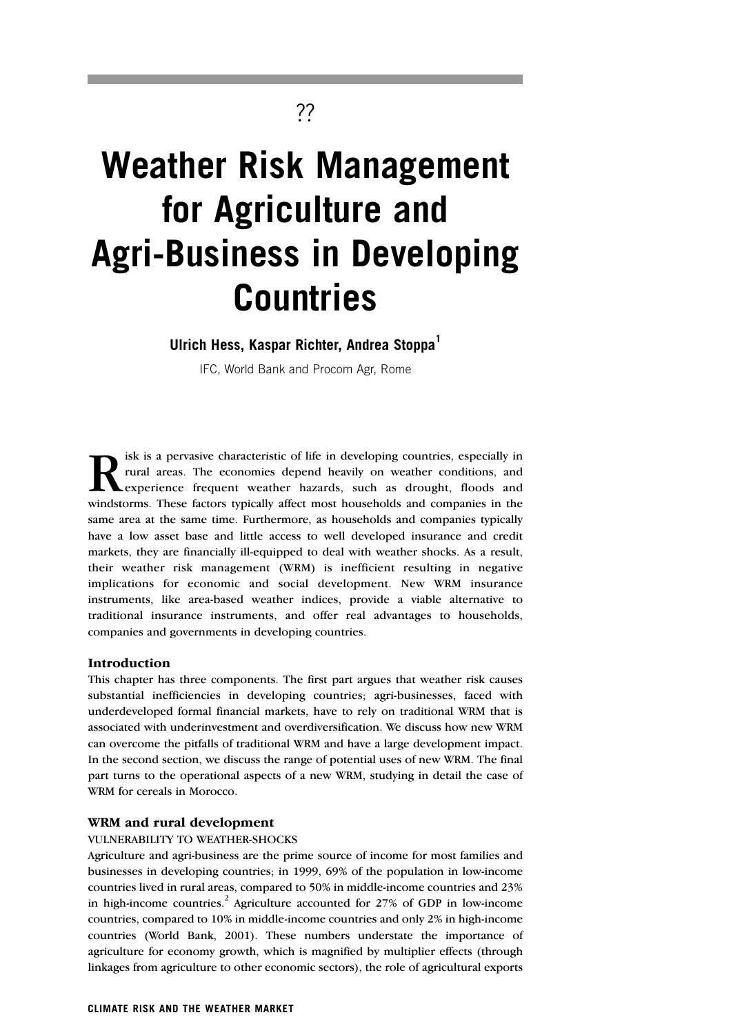??

# Weather Risk Management for Agriculture and Agri-Business in Developing Countries

**Ulrich Hess, Kaspar Richter, Andrea Stoppa**[1]

IFC, World Bank and Procom Agr, Rome

Risk is a pervasive characteristic of life in developing countries, especially in rural areas. The economies depend heavily on weather conditions, and experience frequent weather hazards, such as drought, floods and windstorms. These factors typically affect most households and companies in the same area at the same time. Furthermore, as households and companies typically have a low asset base and little access to well developed insurance and credit markets, they are financially ill-equipped to deal with weather shocks. As a result, their weather risk management (WRM) is inefficient resulting in negative implications for economic and social development. New WRM insurance instruments, like area-based weather indices, provide a viable alternative to traditional insurance instruments, and offer real advantages to households, companies and governments in developing countries.

## Introduction

This chapter has three components. The first part argues that weather risk causes substantial inefficiencies in developing countries; agri-businesses, faced with underdeveloped formal financial markets, have to rely on traditional WRM that is associated with underinvestment and overdiversification. We discuss how new WRM can overcome the pitfalls of traditional WRM and have a large development impact. In the second section, we discuss the range of potential uses of new WRM. The final part turns to the operational aspects of a new WRM, studying in detail the case of WRM for cereals in Morocco.

## WRM and rural development

### VULNERABILITY TO WEATHER-SHOCKS

Agriculture and agri-business are the prime source of income for most families and businesses in developing countries; in 1999, 69% of the population in low-income countries lived in rural areas, compared to 50% in middle-income countries and 23% in high-income countries.[2] Agriculture accounted for 27% of GDP in low-income countries, compared to 10% in middle-income countries and only 2% in high-income countries (World Bank, 2001). These numbers understate the importance of agriculture for economy growth, which is magnified by multiplier effects (through linkages from agriculture to other economic sectors), the role of agricultural exports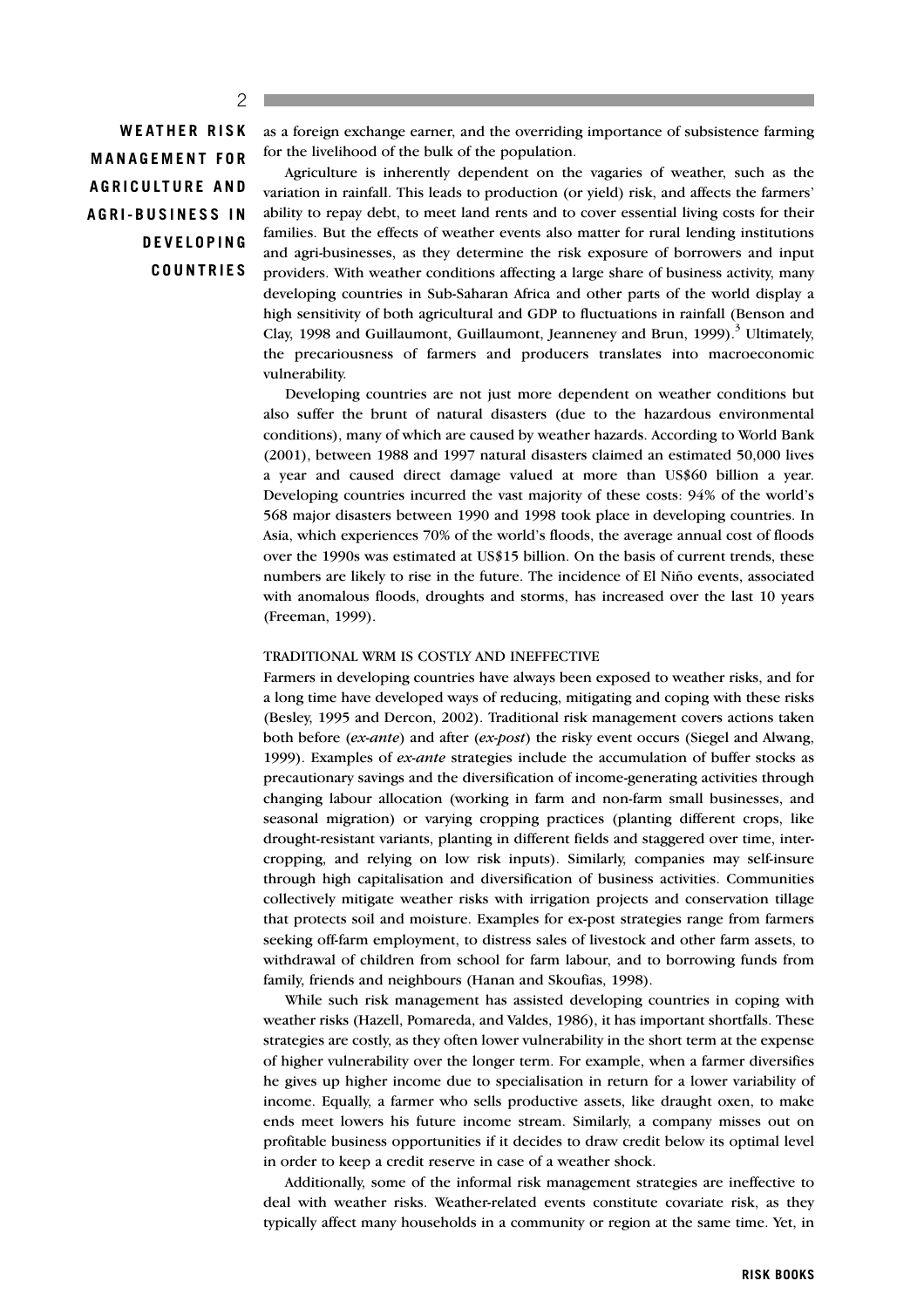as a foreign exchange earner, and the overriding importance of subsistence farming for the livelihood of the bulk of the population.

Agriculture is inherently dependent on the vagaries of weather, such as the variation in rainfall. This leads to production (or yield) risk, and affects the farmers' ability to repay debt, to meet land rents and to cover essential living costs for their families. But the effects of weather events also matter for rural lending institutions and agri-businesses, as they determine the risk exposure of borrowers and input providers. With weather conditions affecting a large share of business activity, many developing countries in Sub-Saharan Africa and other parts of the world display a high sensitivity of both agricultural and GDP to fluctuations in rainfall (Benson and Clay, 1998 and Guillaumont, Guillaumont, Jeanneney and Brun, 1999).[3] Ultimately, the precariousness of farmers and producers translates into macroeconomic vulnerability.

Developing countries are not just more dependent on weather conditions but also suffer the brunt of natural disasters (due to the hazardous environmental conditions), many of which are caused by weather hazards. According to World Bank (2001), between 1988 and 1997 natural disasters claimed an estimated 50,000 lives a year and caused direct damage valued at more than US$60 billion a year. Developing countries incurred the vast majority of these costs: 94% of the world's 568 major disasters between 1990 and 1998 took place in developing countries. In Asia, which experiences 70% of the world's floods, the average annual cost of floods over the 1990s was estimated at US$15 billion. On the basis of current trends, these numbers are likely to rise in the future. The incidence of El Niño events, associated with anomalous floods, droughts and storms, has increased over the last 10 years (Freeman, 1999).

## TRADITIONAL WRM IS COSTLY AND INEFFECTIVE

Farmers in developing countries have always been exposed to weather risks, and for a long time have developed ways of reducing, mitigating and coping with these risks (Besley, 1995 and Dercon, 2002). Traditional risk management covers actions taken both before (*ex-ante*) and after (*ex-post*) the risky event occurs (Siegel and Alwang, 1999). Examples of *ex-ante* strategies include the accumulation of buffer stocks as precautionary savings and the diversification of income-generating activities through changing labour allocation (working in farm and non-farm small businesses, and seasonal migration) or varying cropping practices (planting different crops, like drought-resistant variants, planting in different fields and staggered over time, inter-cropping, and relying on low risk inputs). Similarly, companies may self-insure through high capitalisation and diversification of business activities. Communities collectively mitigate weather risks with irrigation projects and conservation tillage that protects soil and moisture. Examples for ex-post strategies range from farmers seeking off-farm employment, to distress sales of livestock and other farm assets, to withdrawal of children from school for farm labour, and to borrowing funds from family, friends and neighbours (Hanan and Skoufias, 1998).

While such risk management has assisted developing countries in coping with weather risks (Hazell, Pomareda, and Valdes, 1986), it has important shortfalls. These strategies are costly, as they often lower vulnerability in the short term at the expense of higher vulnerability over the longer term. For example, when a farmer diversifies he gives up higher income due to specialisation in return for a lower variability of income. Equally, a farmer who sells productive assets, like draught oxen, to make ends meet lowers his future income stream. Similarly, a company misses out on profitable business opportunities if it decides to draw credit below its optimal level in order to keep a credit reserve in case of a weather shock.

Additionally, some of the informal risk management strategies are ineffective to deal with weather risks. Weather-related events constitute covariate risk, as they typically affect many households in a community or region at the same time. Yet, in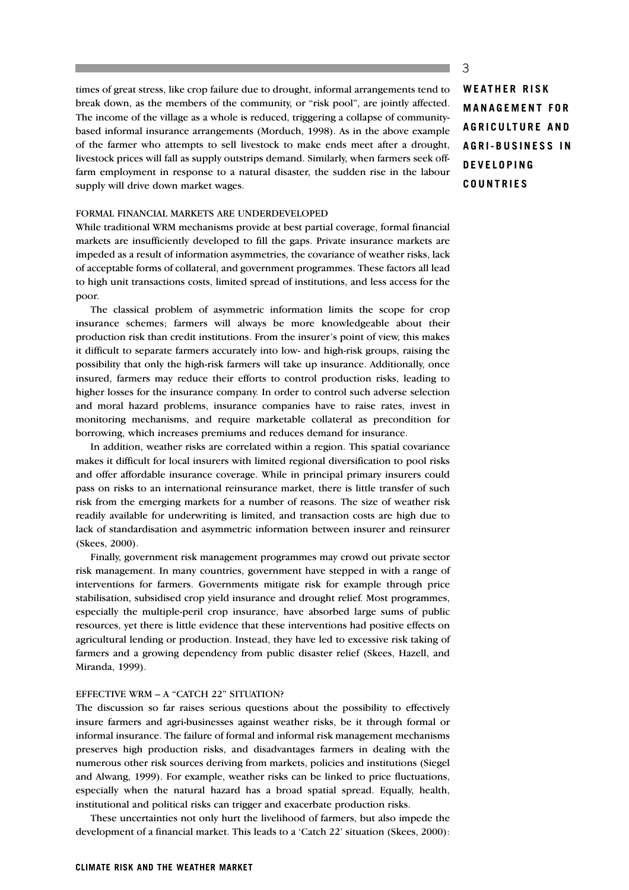times of great stress, like crop failure due to drought, informal arrangements tend to break down, as the members of the community, or "risk pool", are jointly affected. The income of the village as a whole is reduced, triggering a collapse of community-based informal insurance arrangements (Morduch, 1998). As in the above example of the farmer who attempts to sell livestock to make ends meet after a drought, livestock prices will fall as supply outstrips demand. Similarly, when farmers seek off-farm employment in response to a natural disaster, the sudden rise in the labour supply will drive down market wages.

### FORMAL FINANCIAL MARKETS ARE UNDERDEVELOPED

While traditional WRM mechanisms provide at best partial coverage, formal financial markets are insufficiently developed to fill the gaps. Private insurance markets are impeded as a result of information asymmetries, the covariance of weather risks, lack of acceptable forms of collateral, and government programmes. These factors all lead to high unit transactions costs, limited spread of institutions, and less access for the poor.

The classical problem of asymmetric information limits the scope for crop insurance schemes; farmers will always be more knowledgeable about their production risk than credit institutions. From the insurer's point of view, this makes it difficult to separate farmers accurately into low- and high-risk groups, raising the possibility that only the high-risk farmers will take up insurance. Additionally, once insured, farmers may reduce their efforts to control production risks, leading to higher losses for the insurance company. In order to control such adverse selection and moral hazard problems, insurance companies have to raise rates, invest in monitoring mechanisms, and require marketable collateral as precondition for borrowing, which increases premiums and reduces demand for insurance.

In addition, weather risks are correlated within a region. This spatial covariance makes it difficult for local insurers with limited regional diversification to pool risks and offer affordable insurance coverage. While in principal primary insurers could pass on risks to an international reinsurance market, there is little transfer of such risk from the emerging markets for a number of reasons. The size of weather risk readily available for underwriting is limited, and transaction costs are high due to lack of standardisation and asymmetric information between insurer and reinsurer (Skees, 2000).

Finally, government risk management programmes may crowd out private sector risk management. In many countries, government have stepped in with a range of interventions for farmers. Governments mitigate risk for example through price stabilisation, subsidised crop yield insurance and drought relief. Most programmes, especially the multiple-peril crop insurance, have absorbed large sums of public resources, yet there is little evidence that these interventions had positive effects on agricultural lending or production. Instead, they have led to excessive risk taking of farmers and a growing dependency from public disaster relief (Skees, Hazell, and Miranda, 1999).

### EFFECTIVE WRM – A "CATCH 22" SITUATION?

The discussion so far raises serious questions about the possibility to effectively insure farmers and agri-businesses against weather risks, be it through formal or informal insurance. The failure of formal and informal risk management mechanisms preserves high production risks, and disadvantages farmers in dealing with the numerous other risk sources deriving from markets, policies and institutions (Siegel and Alwang, 1999). For example, weather risks can be linked to price fluctuations, especially when the natural hazard has a broad spatial spread. Equally, health, institutional and political risks can trigger and exacerbate production risks.

These uncertainties not only hurt the livelihood of farmers, but also impede the development of a financial market. This leads to a 'Catch 22' situation (Skees, 2000):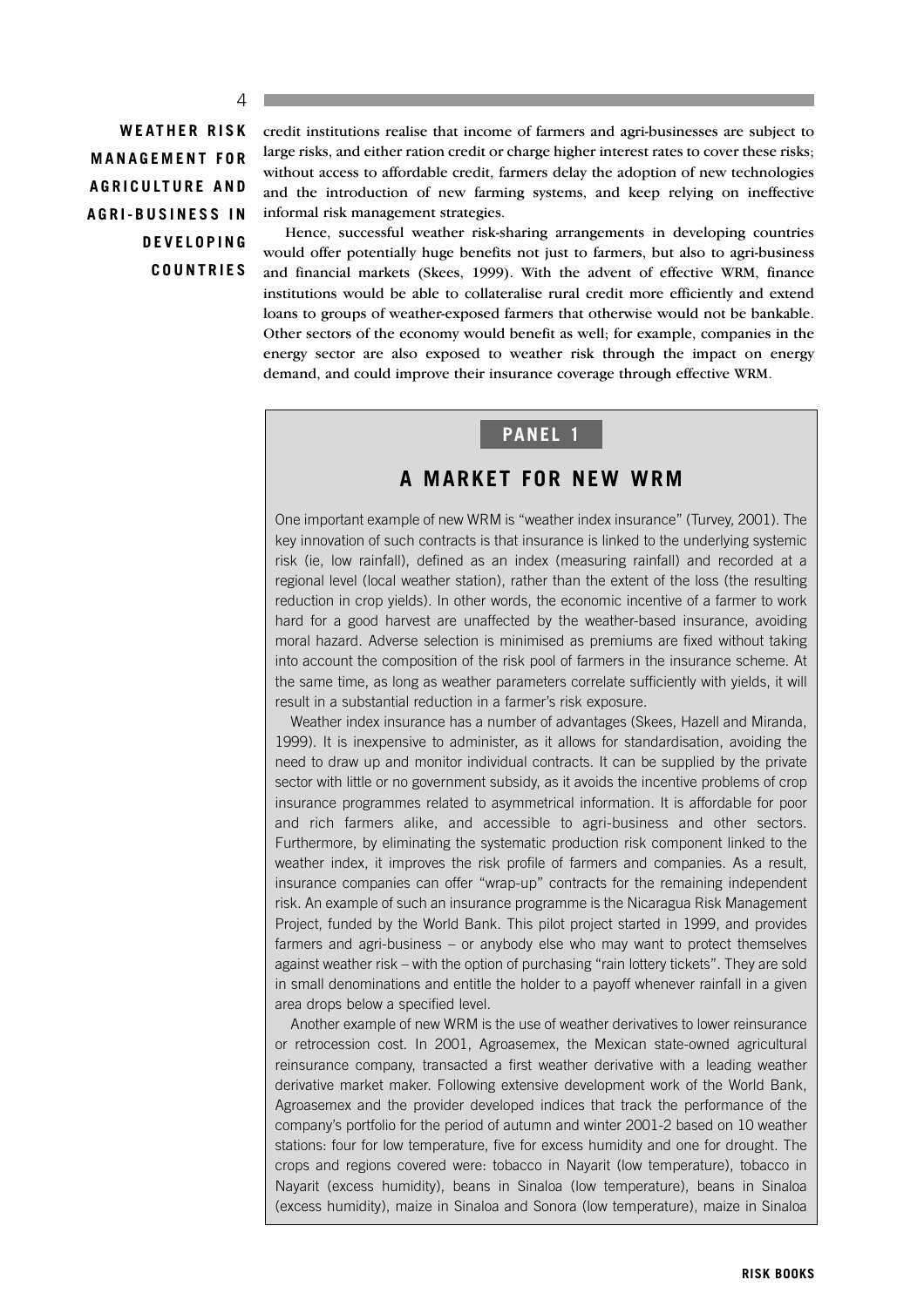credit institutions realise that income of farmers and agri-businesses are subject to large risks, and either ration credit or charge higher interest rates to cover these risks; without access to affordable credit, farmers delay the adoption of new technologies and the introduction of new farming systems, and keep relying on ineffective informal risk management strategies.

Hence, successful weather risk-sharing arrangements in developing countries would offer potentially huge benefits not just to farmers, but also to agri-business and financial markets (Skees, 1999). With the advent of effective WRM, finance institutions would be able to collateralise rural credit more efficiently and extend loans to groups of weather-exposed farmers that otherwise would not be bankable. Other sectors of the economy would benefit as well; for example, companies in the energy sector are also exposed to weather risk through the impact on energy demand, and could improve their insurance coverage through effective WRM.

**PANEL 1**

## A MARKET FOR NEW WRM

One important example of new WRM is "weather index insurance" (Turvey, 2001). The key innovation of such contracts is that insurance is linked to the underlying systemic risk (ie, low rainfall), defined as an index (measuring rainfall) and recorded at a regional level (local weather station), rather than the extent of the loss (the resulting reduction in crop yields). In other words, the economic incentive of a farmer to work hard for a good harvest are unaffected by the weather-based insurance, avoiding moral hazard. Adverse selection is minimised as premiums are fixed without taking into account the composition of the risk pool of farmers in the insurance scheme. At the same time, as long as weather parameters correlate sufficiently with yields, it will result in a substantial reduction in a farmer's risk exposure.

Weather index insurance has a number of advantages (Skees, Hazell and Miranda, 1999). It is inexpensive to administer, as it allows for standardisation, avoiding the need to draw up and monitor individual contracts. It can be supplied by the private sector with little or no government subsidy, as it avoids the incentive problems of crop insurance programmes related to asymmetrical information. It is affordable for poor and rich farmers alike, and accessible to agri-business and other sectors. Furthermore, by eliminating the systematic production risk component linked to the weather index, it improves the risk profile of farmers and companies. As a result, insurance companies can offer "wrap-up" contracts for the remaining independent risk. An example of such an insurance programme is the Nicaragua Risk Management Project, funded by the World Bank. This pilot project started in 1999, and provides farmers and agri-business – or anybody else who may want to protect themselves against weather risk – with the option of purchasing "rain lottery tickets". They are sold in small denominations and entitle the holder to a payoff whenever rainfall in a given area drops below a specified level.

Another example of new WRM is the use of weather derivatives to lower reinsurance or retrocession cost. In 2001, Agroasemex, the Mexican state-owned agricultural reinsurance company, transacted a first weather derivative with a leading weather derivative market maker. Following extensive development work of the World Bank, Agroasemex and the provider developed indices that track the performance of the company's portfolio for the period of autumn and winter 2001-2 based on 10 weather stations: four for low temperature, five for excess humidity and one for drought. The crops and regions covered were: tobacco in Nayarit (low temperature), tobacco in Nayarit (excess humidity), beans in Sinaloa (low temperature), beans in Sinaloa (excess humidity), maize in Sinaloa and Sonora (low temperature), maize in Sinaloa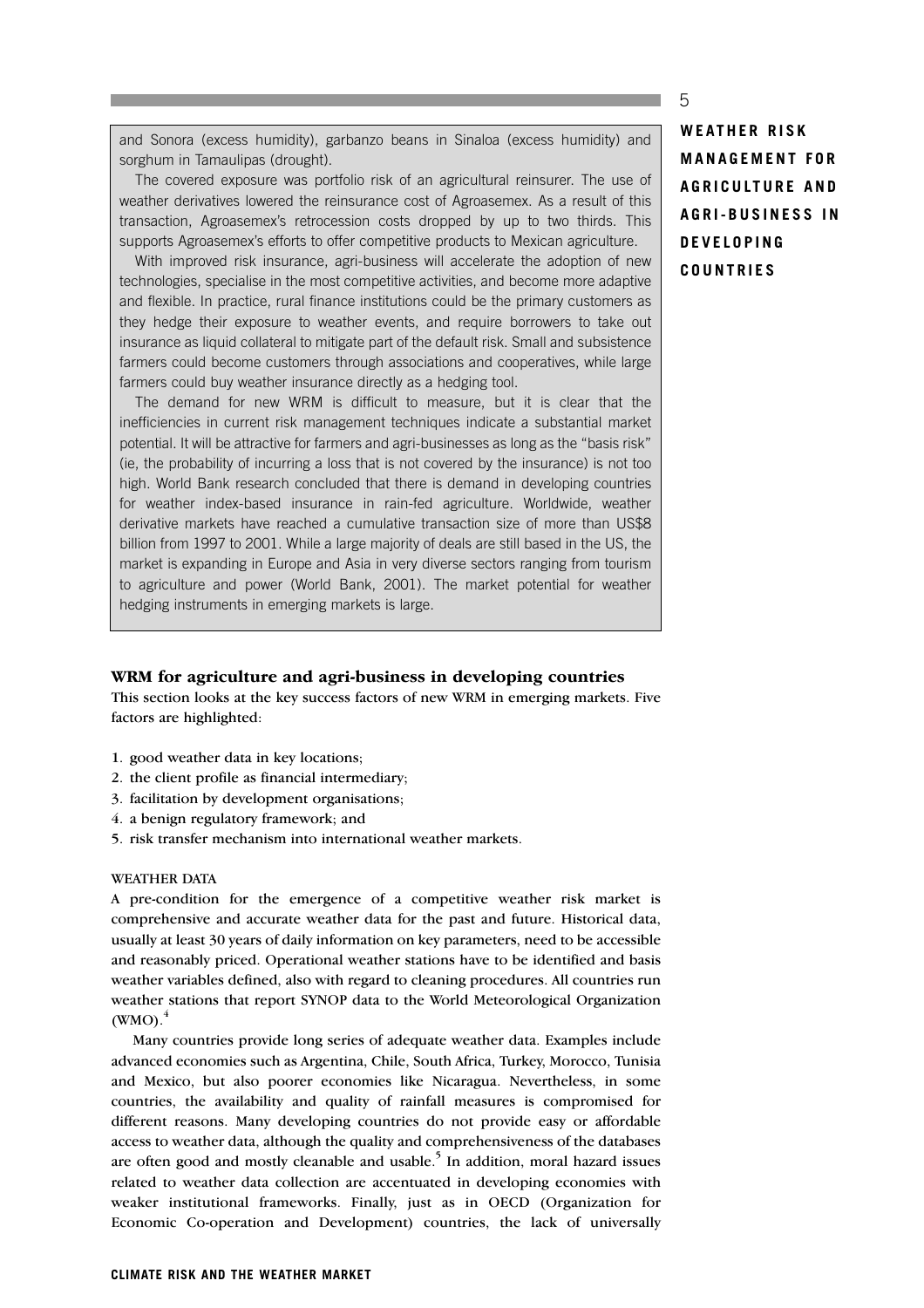and Sonora (excess humidity), garbanzo beans in Sinaloa (excess humidity) and sorghum in Tamaulipas (drought).

The covered exposure was portfolio risk of an agricultural reinsurer. The use of weather derivatives lowered the reinsurance cost of Agroasemex. As a result of this transaction, Agroasemex's retrocession costs dropped by up to two thirds. This supports Agroasemex's efforts to offer competitive products to Mexican agriculture.

With improved risk insurance, agri-business will accelerate the adoption of new technologies, specialise in the most competitive activities, and become more adaptive and flexible. In practice, rural finance institutions could be the primary customers as they hedge their exposure to weather events, and require borrowers to take out insurance as liquid collateral to mitigate part of the default risk. Small and subsistence farmers could become customers through associations and cooperatives, while large farmers could buy weather insurance directly as a hedging tool.

The demand for new WRM is difficult to measure, but it is clear that the inefficiencies in current risk management techniques indicate a substantial market potential. It will be attractive for farmers and agri-businesses as long as the "basis risk" (ie, the probability of incurring a loss that is not covered by the insurance) is not too high. World Bank research concluded that there is demand in developing countries for weather index-based insurance in rain-fed agriculture. Worldwide, weather derivative markets have reached a cumulative transaction size of more than US$8 billion from 1997 to 2001. While a large majority of deals are still based in the US, the market is expanding in Europe and Asia in very diverse sectors ranging from tourism to agriculture and power (World Bank, 2001). The market potential for weather hedging instruments in emerging markets is large.

## WRM for agriculture and agri-business in developing countries

This section looks at the key success factors of new WRM in emerging markets. Five factors are highlighted:

1. good weather data in key locations;
2. the client profile as financial intermediary;
3. facilitation by development organisations;
4. a benign regulatory framework; and
5. risk transfer mechanism into international weather markets.

### WEATHER DATA

A pre-condition for the emergence of a competitive weather risk market is comprehensive and accurate weather data for the past and future. Historical data, usually at least 30 years of daily information on key parameters, need to be accessible and reasonably priced. Operational weather stations have to be identified and basis weather variables defined, also with regard to cleaning procedures. All countries run weather stations that report SYNOP data to the World Meteorological Organization (WMO).[4]

Many countries provide long series of adequate weather data. Examples include advanced economies such as Argentina, Chile, South Africa, Turkey, Morocco, Tunisia and Mexico, but also poorer economies like Nicaragua. Nevertheless, in some countries, the availability and quality of rainfall measures is compromised for different reasons. Many developing countries do not provide easy or affordable access to weather data, although the quality and comprehensiveness of the databases are often good and mostly cleanable and usable.[5] In addition, moral hazard issues related to weather data collection are accentuated in developing economies with weaker institutional frameworks. Finally, just as in OECD (Organization for Economic Co-operation and Development) countries, the lack of universally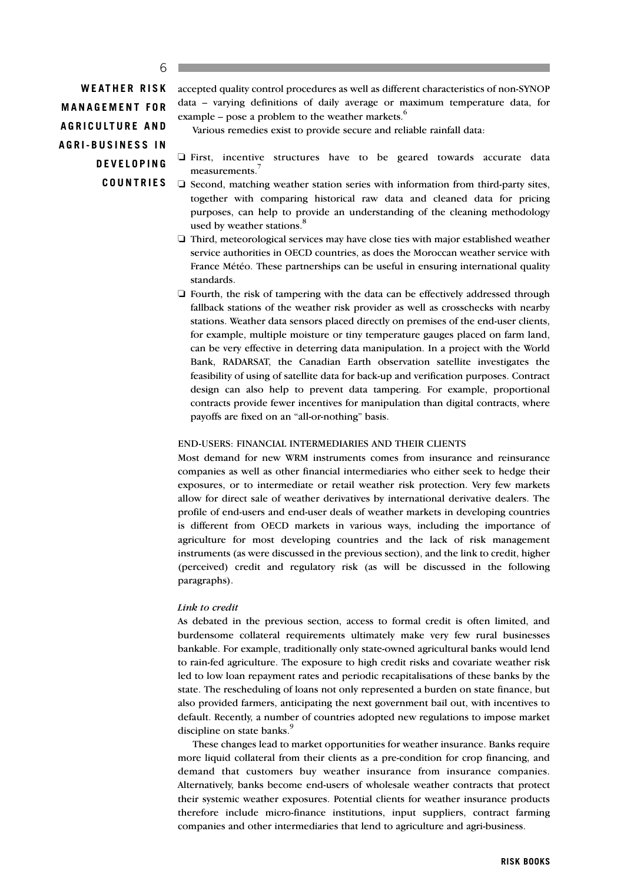accepted quality control procedures as well as different characteristics of non-SYNOP data – varying definitions of daily average or maximum temperature data, for example – pose a problem to the weather markets.[6]

Various remedies exist to provide secure and reliable rainfall data:

- First, incentive structures have to be geared towards accurate data measurements.[7]
- Second, matching weather station series with information from third-party sites, together with comparing historical raw data and cleaned data for pricing purposes, can help to provide an understanding of the cleaning methodology used by weather stations.[8]
- Third, meteorological services may have close ties with major established weather service authorities in OECD countries, as does the Moroccan weather service with France Météo. These partnerships can be useful in ensuring international quality standards.
- Fourth, the risk of tampering with the data can be effectively addressed through fallback stations of the weather risk provider as well as crosschecks with nearby stations. Weather data sensors placed directly on premises of the end-user clients, for example, multiple moisture or tiny temperature gauges placed on farm land, can be very effective in deterring data manipulation. In a project with the World Bank, RADARSAT, the Canadian Earth observation satellite investigates the feasibility of using of satellite data for back-up and verification purposes. Contract design can also help to prevent data tampering. For example, proportional contracts provide fewer incentives for manipulation than digital contracts, where payoffs are fixed on an "all-or-nothing" basis.

## END-USERS: FINANCIAL INTERMEDIARIES AND THEIR CLIENTS

Most demand for new WRM instruments comes from insurance and reinsurance companies as well as other financial intermediaries who either seek to hedge their exposures, or to intermediate or retail weather risk protection. Very few markets allow for direct sale of weather derivatives by international derivative dealers. The profile of end-users and end-user deals of weather markets in developing countries is different from OECD markets in various ways, including the importance of agriculture for most developing countries and the lack of risk management instruments (as were discussed in the previous section), and the link to credit, higher (perceived) credit and regulatory risk (as will be discussed in the following paragraphs).

### *Link to credit*

As debated in the previous section, access to formal credit is often limited, and burdensome collateral requirements ultimately make very few rural businesses bankable. For example, traditionally only state-owned agricultural banks would lend to rain-fed agriculture. The exposure to high credit risks and covariate weather risk led to low loan repayment rates and periodic recapitalisations of these banks by the state. The rescheduling of loans not only represented a burden on state finance, but also provided farmers, anticipating the next government bail out, with incentives to default. Recently, a number of countries adopted new regulations to impose market discipline on state banks.[9]

These changes lead to market opportunities for weather insurance. Banks require more liquid collateral from their clients as a pre-condition for crop financing, and demand that customers buy weather insurance from insurance companies. Alternatively, banks become end-users of wholesale weather contracts that protect their systemic weather exposures. Potential clients for weather insurance products therefore include micro-finance institutions, input suppliers, contract farming companies and other intermediaries that lend to agriculture and agri-business.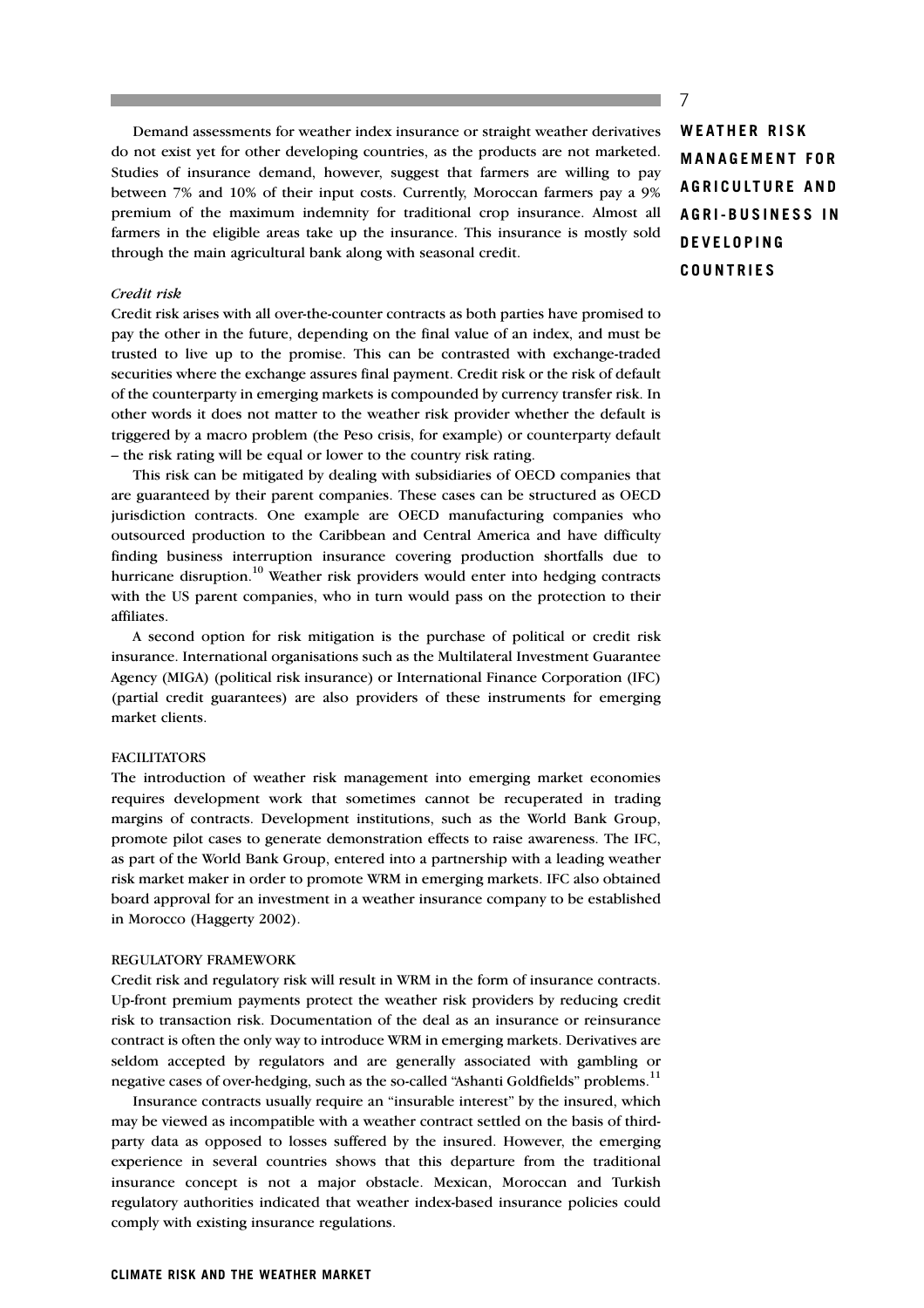Demand assessments for weather index insurance or straight weather derivatives do not exist yet for other developing countries, as the products are not marketed. Studies of insurance demand, however, suggest that farmers are willing to pay between 7% and 10% of their input costs. Currently, Moroccan farmers pay a 9% premium of the maximum indemnity for traditional crop insurance. Almost all farmers in the eligible areas take up the insurance. This insurance is mostly sold through the main agricultural bank along with seasonal credit.

*Credit risk*

Credit risk arises with all over-the-counter contracts as both parties have promised to pay the other in the future, depending on the final value of an index, and must be trusted to live up to the promise. This can be contrasted with exchange-traded securities where the exchange assures final payment. Credit risk or the risk of default of the counterparty in emerging markets is compounded by currency transfer risk. In other words it does not matter to the weather risk provider whether the default is triggered by a macro problem (the Peso crisis, for example) or counterparty default – the risk rating will be equal or lower to the country risk rating.

This risk can be mitigated by dealing with subsidiaries of OECD companies that are guaranteed by their parent companies. These cases can be structured as OECD jurisdiction contracts. One example are OECD manufacturing companies who outsourced production to the Caribbean and Central America and have difficulty finding business interruption insurance covering production shortfalls due to hurricane disruption.[10] Weather risk providers would enter into hedging contracts with the US parent companies, who in turn would pass on the protection to their affiliates.

A second option for risk mitigation is the purchase of political or credit risk insurance. International organisations such as the Multilateral Investment Guarantee Agency (MIGA) (political risk insurance) or International Finance Corporation (IFC) (partial credit guarantees) are also providers of these instruments for emerging market clients.

## FACILITATORS

The introduction of weather risk management into emerging market economies requires development work that sometimes cannot be recuperated in trading margins of contracts. Development institutions, such as the World Bank Group, promote pilot cases to generate demonstration effects to raise awareness. The IFC, as part of the World Bank Group, entered into a partnership with a leading weather risk market maker in order to promote WRM in emerging markets. IFC also obtained board approval for an investment in a weather insurance company to be established in Morocco (Haggerty 2002).

## REGULATORY FRAMEWORK

Credit risk and regulatory risk will result in WRM in the form of insurance contracts. Up-front premium payments protect the weather risk providers by reducing credit risk to transaction risk. Documentation of the deal as an insurance or reinsurance contract is often the only way to introduce WRM in emerging markets. Derivatives are seldom accepted by regulators and are generally associated with gambling or negative cases of over-hedging, such as the so-called "Ashanti Goldfields" problems.[11]

Insurance contracts usually require an "insurable interest" by the insured, which may be viewed as incompatible with a weather contract settled on the basis of third-party data as opposed to losses suffered by the insured. However, the emerging experience in several countries shows that this departure from the traditional insurance concept is not a major obstacle. Mexican, Moroccan and Turkish regulatory authorities indicated that weather index-based insurance policies could comply with existing insurance regulations.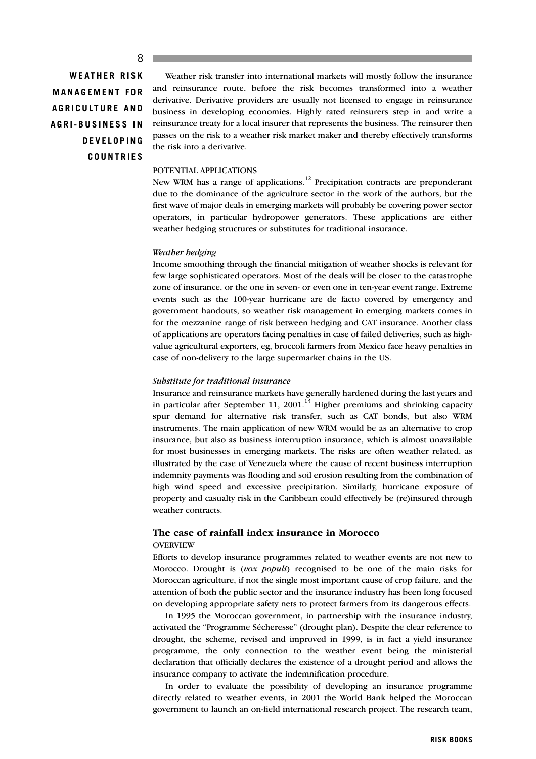Weather risk transfer into international markets will mostly follow the insurance and reinsurance route, before the risk becomes transformed into a weather derivative. Derivative providers are usually not licensed to engage in reinsurance business in developing economies. Highly rated reinsurers step in and write a reinsurance treaty for a local insurer that represents the business. The reinsurer then passes on the risk to a weather risk market maker and thereby effectively transforms the risk into a derivative.

#### POTENTIAL APPLICATIONS

New WRM has a range of applications.[12] Precipitation contracts are preponderant due to the dominance of the agriculture sector in the work of the authors, but the first wave of major deals in emerging markets will probably be covering power sector operators, in particular hydropower generators. These applications are either weather hedging structures or substitutes for traditional insurance.

#### *Weather hedging*

Income smoothing through the financial mitigation of weather shocks is relevant for few large sophisticated operators. Most of the deals will be closer to the catastrophe zone of insurance, or the one in seven- or even one in ten-year event range. Extreme events such as the 100-year hurricane are de facto covered by emergency and government handouts, so weather risk management in emerging markets comes in for the mezzanine range of risk between hedging and CAT insurance. Another class of applications are operators facing penalties in case of failed deliveries, such as high-value agricultural exporters, eg, broccoli farmers from Mexico face heavy penalties in case of non-delivery to the large supermarket chains in the US.

#### *Substitute for traditional insurance*

Insurance and reinsurance markets have generally hardened during the last years and in particular after September 11, 2001.[13] Higher premiums and shrinking capacity spur demand for alternative risk transfer, such as CAT bonds, but also WRM instruments. The main application of new WRM would be as an alternative to crop insurance, but also as business interruption insurance, which is almost unavailable for most businesses in emerging markets. The risks are often weather related, as illustrated by the case of Venezuela where the cause of recent business interruption indemnity payments was flooding and soil erosion resulting from the combination of high wind speed and excessive precipitation. Similarly, hurricane exposure of property and casualty risk in the Caribbean could effectively be (re)insured through weather contracts.

## The case of rainfall index insurance in Morocco

#### OVERVIEW

Efforts to develop insurance programmes related to weather events are not new to Morocco. Drought is (*vox populi*) recognised to be one of the main risks for Moroccan agriculture, if not the single most important cause of crop failure, and the attention of both the public sector and the insurance industry has been long focused on developing appropriate safety nets to protect farmers from its dangerous effects.

In 1995 the Moroccan government, in partnership with the insurance industry, activated the "Programme Sécheresse" (drought plan). Despite the clear reference to drought, the scheme, revised and improved in 1999, is in fact a yield insurance programme, the only connection to the weather event being the ministerial declaration that officially declares the existence of a drought period and allows the insurance company to activate the indemnification procedure.

In order to evaluate the possibility of developing an insurance programme directly related to weather events, in 2001 the World Bank helped the Moroccan government to launch an on-field international research project. The research team,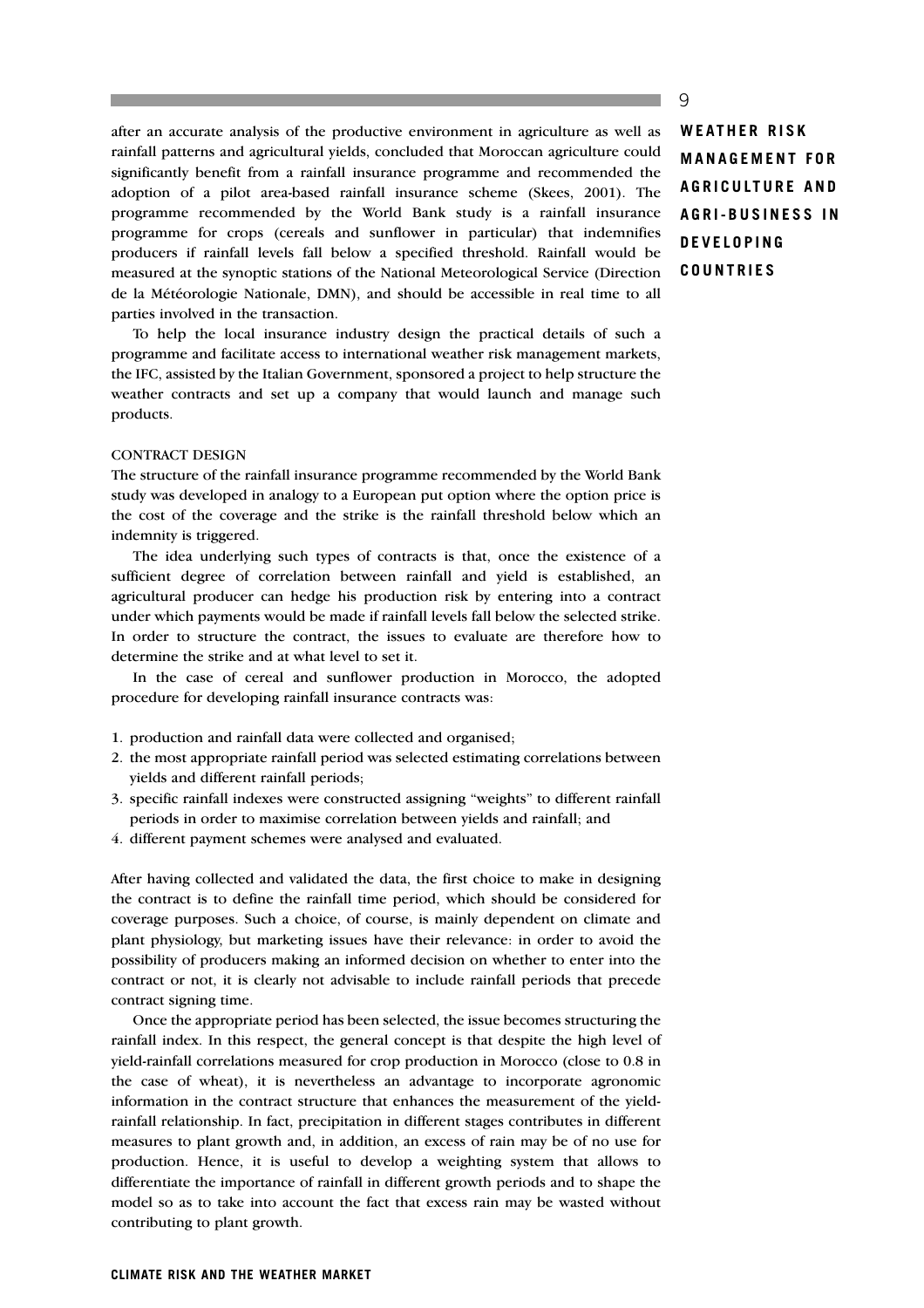after an accurate analysis of the productive environment in agriculture as well as rainfall patterns and agricultural yields, concluded that Moroccan agriculture could significantly benefit from a rainfall insurance programme and recommended the adoption of a pilot area-based rainfall insurance scheme (Skees, 2001). The programme recommended by the World Bank study is a rainfall insurance programme for crops (cereals and sunflower in particular) that indemnifies producers if rainfall levels fall below a specified threshold. Rainfall would be measured at the synoptic stations of the National Meteorological Service (Direction de la Météorologie Nationale, DMN), and should be accessible in real time to all parties involved in the transaction.

To help the local insurance industry design the practical details of such a programme and facilitate access to international weather risk management markets, the IFC, assisted by the Italian Government, sponsored a project to help structure the weather contracts and set up a company that would launch and manage such products.

### CONTRACT DESIGN

The structure of the rainfall insurance programme recommended by the World Bank study was developed in analogy to a European put option where the option price is the cost of the coverage and the strike is the rainfall threshold below which an indemnity is triggered.

The idea underlying such types of contracts is that, once the existence of a sufficient degree of correlation between rainfall and yield is established, an agricultural producer can hedge his production risk by entering into a contract under which payments would be made if rainfall levels fall below the selected strike. In order to structure the contract, the issues to evaluate are therefore how to determine the strike and at what level to set it.

In the case of cereal and sunflower production in Morocco, the adopted procedure for developing rainfall insurance contracts was:

1. production and rainfall data were collected and organised;
2. the most appropriate rainfall period was selected estimating correlations between yields and different rainfall periods;
3. specific rainfall indexes were constructed assigning "weights" to different rainfall periods in order to maximise correlation between yields and rainfall; and
4. different payment schemes were analysed and evaluated.

After having collected and validated the data, the first choice to make in designing the contract is to define the rainfall time period, which should be considered for coverage purposes. Such a choice, of course, is mainly dependent on climate and plant physiology, but marketing issues have their relevance: in order to avoid the possibility of producers making an informed decision on whether to enter into the contract or not, it is clearly not advisable to include rainfall periods that precede contract signing time.

Once the appropriate period has been selected, the issue becomes structuring the rainfall index. In this respect, the general concept is that despite the high level of yield-rainfall correlations measured for crop production in Morocco (close to 0.8 in the case of wheat), it is nevertheless an advantage to incorporate agronomic information in the contract structure that enhances the measurement of the yield-rainfall relationship. In fact, precipitation in different stages contributes in different measures to plant growth and, in addition, an excess of rain may be of no use for production. Hence, it is useful to develop a weighting system that allows to differentiate the importance of rainfall in different growth periods and to shape the model so as to take into account the fact that excess rain may be wasted without contributing to plant growth.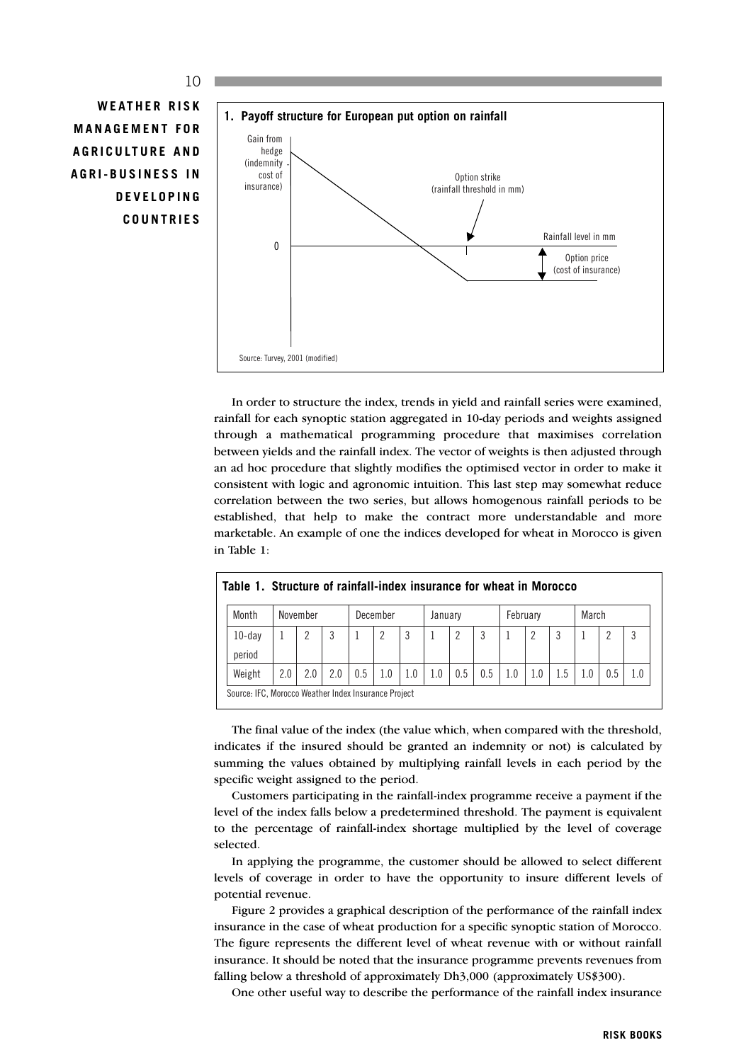**1. Payoff structure for European put option on rainfall**

Gain from hedge (indemnity - cost of insurance)

Option strike (rainfall threshold in mm)

Rainfall level in mm

Option price (cost of insurance)

Source: Turvey, 2001 (modified)

In order to structure the index, trends in yield and rainfall series were examined, rainfall for each synoptic station aggregated in 10-day periods and weights assigned through a mathematical programming procedure that maximises correlation between yields and the rainfall index. The vector of weights is then adjusted through an ad hoc procedure that slightly modifies the optimised vector in order to make it consistent with logic and agronomic intuition. This last step may somewhat reduce correlation between the two series, but allows homogenous rainfall periods to be established, that help to make the contract more understandable and more marketable. An example of one the indices developed for wheat in Morocco is given in Table 1:

**Table 1. Structure of rainfall-index insurance for wheat in Morocco**

| Month | November | | | December | | | January | | | February | | | March | | |
|---|---|---|---|---|---|---|---|---|---|---|---|---|---|---|---|
| 10-day period | 1 | 2 | 3 | 1 | 2 | 3 | 1 | 2 | 3 | 1 | 2 | 3 | 1 | 2 | 3 |
| Weight | 2.0 | 2.0 | 2.0 | 0.5 | 1.0 | 1.0 | 1.0 | 0.5 | 0.5 | 1.0 | 1.0 | 1.5 | 1.0 | 0.5 | 1.0 |

Source: IFC, Morocco Weather Index Insurance Project

The final value of the index (the value which, when compared with the threshold, indicates if the insured should be granted an indemnity or not) is calculated by summing the values obtained by multiplying rainfall levels in each period by the specific weight assigned to the period.

Customers participating in the rainfall-index programme receive a payment if the level of the index falls below a predetermined threshold. The payment is equivalent to the percentage of rainfall-index shortage multiplied by the level of coverage selected.

In applying the programme, the customer should be allowed to select different levels of coverage in order to have the opportunity to insure different levels of potential revenue.

Figure 2 provides a graphical description of the performance of the rainfall index insurance in the case of wheat production for a specific synoptic station of Morocco. The figure represents the different level of wheat revenue with or without rainfall insurance. It should be noted that the insurance programme prevents revenues from falling below a threshold of approximately Dh3,000 (approximately US$300).

One other useful way to describe the performance of the rainfall index insurance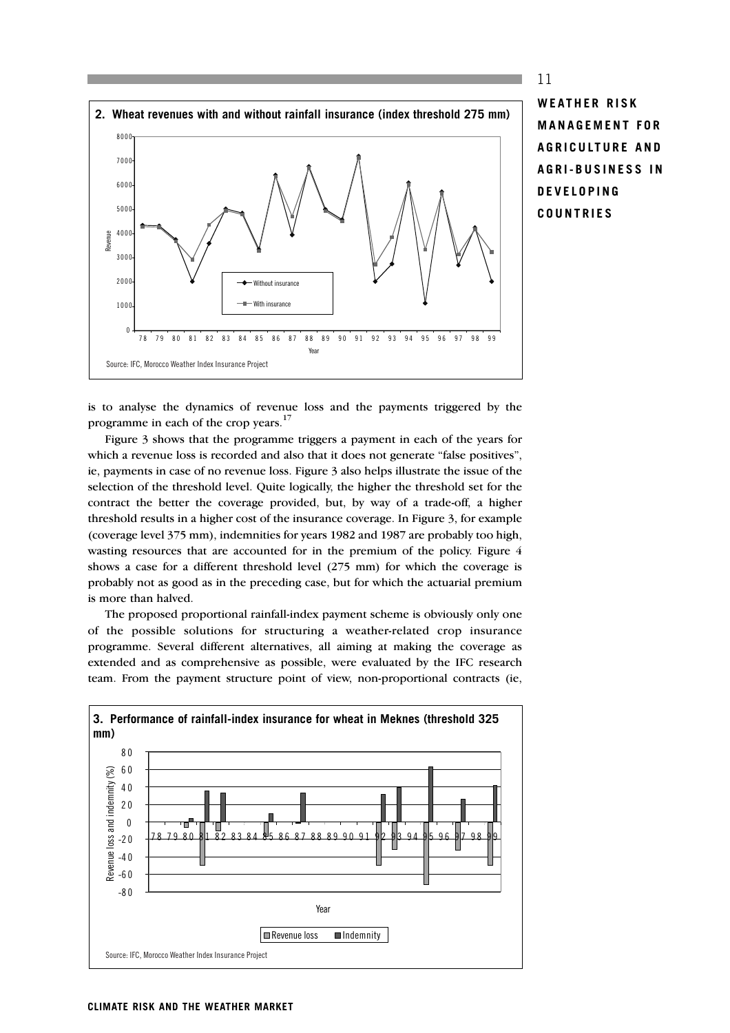**2. Wheat revenues with and without rainfall insurance (index threshold 275 mm)**

Source: IFC, Morocco Weather Index Insurance Project

is to analyse the dynamics of revenue loss and the payments triggered by the programme in each of the crop years.[17]

Figure 3 shows that the programme triggers a payment in each of the years for which a revenue loss is recorded and also that it does not generate "false positives", ie, payments in case of no revenue loss. Figure 3 also helps illustrate the issue of the selection of the threshold level. Quite logically, the higher the threshold set for the contract the better the coverage provided, but, by way of a trade-off, a higher threshold results in a higher cost of the insurance coverage. In Figure 3, for example (coverage level 375 mm), indemnities for years 1982 and 1987 are probably too high, wasting resources that are accounted for in the premium of the policy. Figure 4 shows a case for a different threshold level (275 mm) for which the coverage is probably not as good as in the preceding case, but for which the actuarial premium is more than halved.

The proposed proportional rainfall-index payment scheme is obviously only one of the possible solutions for structuring a weather-related crop insurance programme. Several different alternatives, all aiming at making the coverage as extended and as comprehensive as possible, were evaluated by the IFC research team. From the payment structure point of view, non-proportional contracts (ie,

**3. Performance of rainfall-index insurance for wheat in Meknes (threshold 325 mm)**

Source: IFC, Morocco Weather Index Insurance Project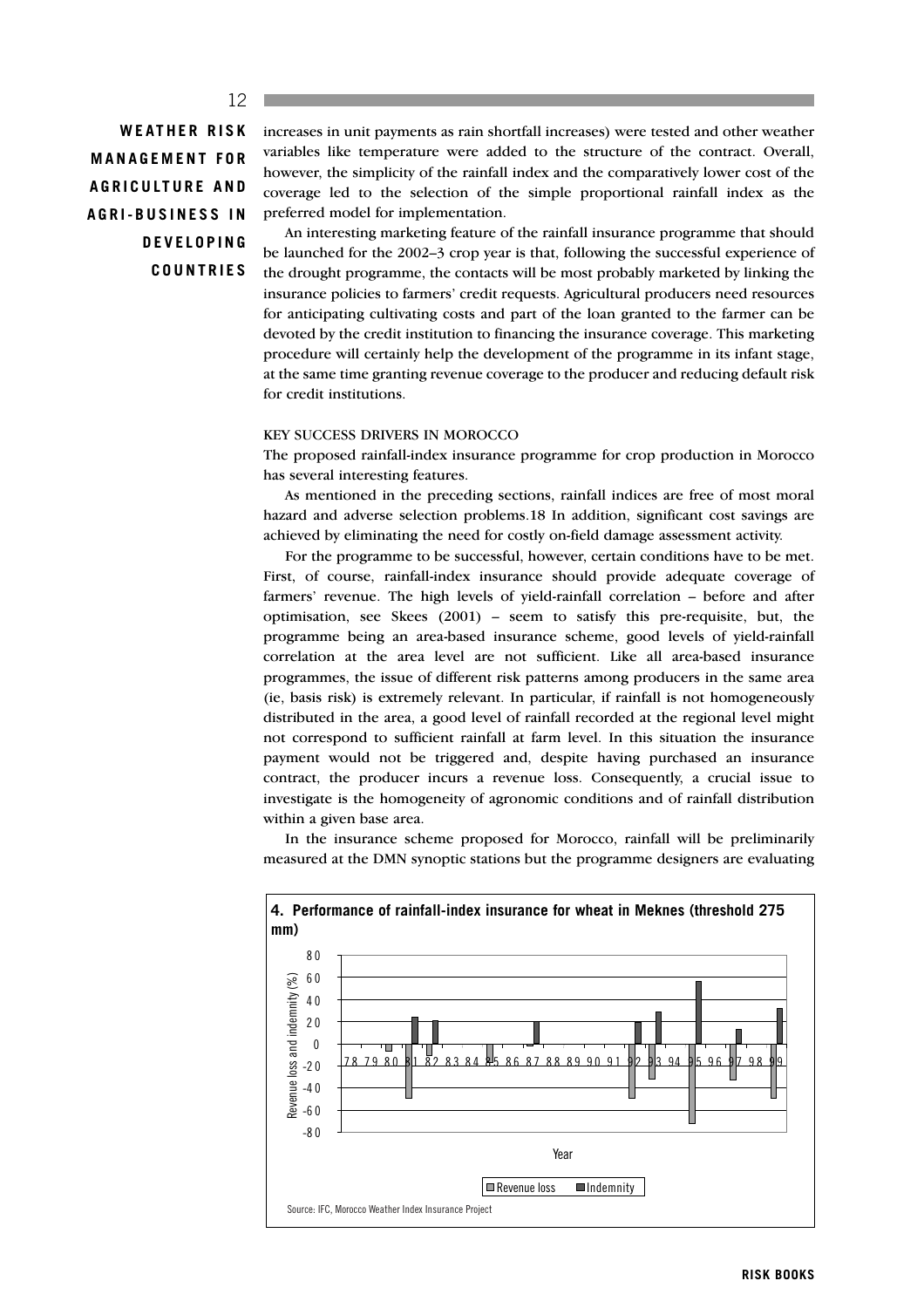increases in unit payments as rain shortfall increases) were tested and other weather variables like temperature were added to the structure of the contract. Overall, however, the simplicity of the rainfall index and the comparatively lower cost of the coverage led to the selection of the simple proportional rainfall index as the preferred model for implementation.

An interesting marketing feature of the rainfall insurance programme that should be launched for the 2002–3 crop year is that, following the successful experience of the drought programme, the contacts will be most probably marketed by linking the insurance policies to farmers' credit requests. Agricultural producers need resources for anticipating cultivating costs and part of the loan granted to the farmer can be devoted by the credit institution to financing the insurance coverage. This marketing procedure will certainly help the development of the programme in its infant stage, at the same time granting revenue coverage to the producer and reducing default risk for credit institutions.

### KEY SUCCESS DRIVERS IN MOROCCO

The proposed rainfall-index insurance programme for crop production in Morocco has several interesting features.

As mentioned in the preceding sections, rainfall indices are free of most moral hazard and adverse selection problems.18 In addition, significant cost savings are achieved by eliminating the need for costly on-field damage assessment activity.

For the programme to be successful, however, certain conditions have to be met. First, of course, rainfall-index insurance should provide adequate coverage of farmers' revenue. The high levels of yield-rainfall correlation – before and after optimisation, see Skees (2001) – seem to satisfy this pre-requisite, but, the programme being an area-based insurance scheme, good levels of yield-rainfall correlation at the area level are not sufficient. Like all area-based insurance programmes, the issue of different risk patterns among producers in the same area (ie, basis risk) is extremely relevant. In particular, if rainfall is not homogeneously distributed in the area, a good level of rainfall recorded at the regional level might not correspond to sufficient rainfall at farm level. In this situation the insurance payment would not be triggered and, despite having purchased an insurance contract, the producer incurs a revenue loss. Consequently, a crucial issue to investigate is the homogeneity of agronomic conditions and of rainfall distribution within a given base area.

In the insurance scheme proposed for Morocco, rainfall will be preliminarily measured at the DMN synoptic stations but the programme designers are evaluating

**4. Performance of rainfall-index insurance for wheat in Meknes (threshold 275 mm)**

Source: IFC, Morocco Weather Index Insurance Project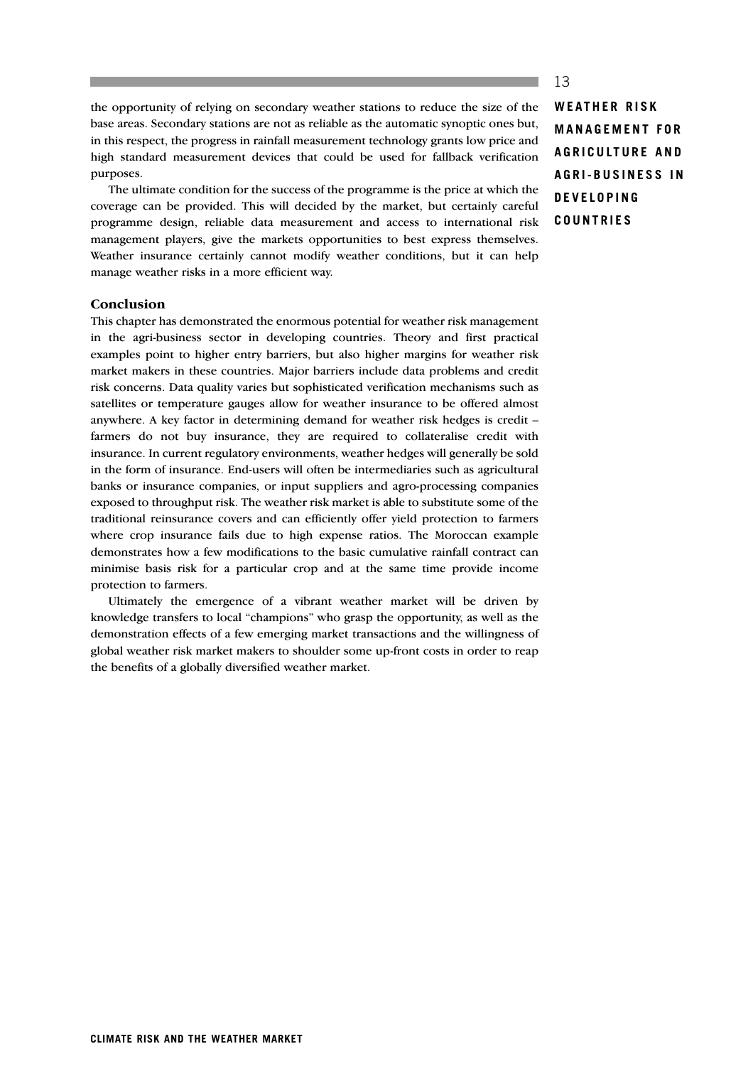the opportunity of relying on secondary weather stations to reduce the size of the base areas. Secondary stations are not as reliable as the automatic synoptic ones but, in this respect, the progress in rainfall measurement technology grants low price and high standard measurement devices that could be used for fallback verification purposes.

The ultimate condition for the success of the programme is the price at which the coverage can be provided. This will decided by the market, but certainly careful programme design, reliable data measurement and access to international risk management players, give the markets opportunities to best express themselves. Weather insurance certainly cannot modify weather conditions, but it can help manage weather risks in a more efficient way.

### Conclusion

This chapter has demonstrated the enormous potential for weather risk management in the agri-business sector in developing countries. Theory and first practical examples point to higher entry barriers, but also higher margins for weather risk market makers in these countries. Major barriers include data problems and credit risk concerns. Data quality varies but sophisticated verification mechanisms such as satellites or temperature gauges allow for weather insurance to be offered almost anywhere. A key factor in determining demand for weather risk hedges is credit – farmers do not buy insurance, they are required to collateralise credit with insurance. In current regulatory environments, weather hedges will generally be sold in the form of insurance. End-users will often be intermediaries such as agricultural banks or insurance companies, or input suppliers and agro-processing companies exposed to throughput risk. The weather risk market is able to substitute some of the traditional reinsurance covers and can efficiently offer yield protection to farmers where crop insurance fails due to high expense ratios. The Moroccan example demonstrates how a few modifications to the basic cumulative rainfall contract can minimise basis risk for a particular crop and at the same time provide income protection to farmers.

Ultimately the emergence of a vibrant weather market will be driven by knowledge transfers to local "champions" who grasp the opportunity, as well as the demonstration effects of a few emerging market transactions and the willingness of global weather risk market makers to shoulder some up-front costs in order to reap the benefits of a globally diversified weather market.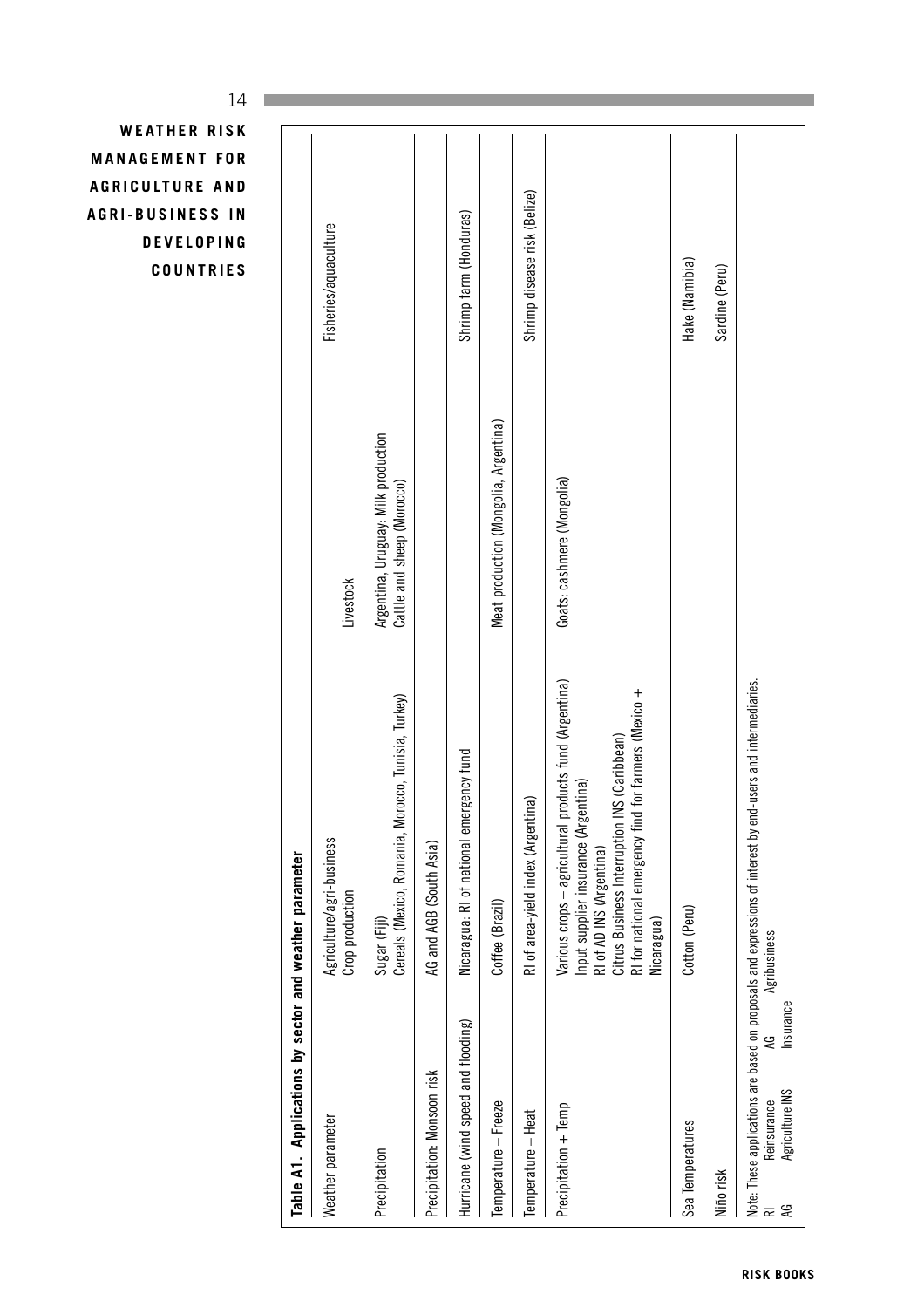**Table A1. Applications by sector and weather parameter**

| Weather parameter | Agriculture/agri-business Crop production | Livestock | Fisheries/aquaculture |
|---|---|---|---|
| Precipitation | Sugar (Fiji) Cereals (Mexico, Romania, Morocco, Tunisia, Turkey) | Argentina, Uruguay: Milk production Cattle and sheep (Morocco) | |
| Precipitation: Monsoon risk | AG and AGB (South Asia) | | |
| Hurricane (wind speed and flooding) | Nicaragua: RI of national emergency fund | | Shrimp farm (Honduras) |
| Temperature – Freeze | Coffee (Brazil) | Meat production (Mongolia, Argentina) | |
| Temperature – Heat | RI of area-yield index (Argentina) | | Shrimp disease risk (Belize) |
| Precipitation + Temp | Various crops – agricultural products fund (Argentina) Input supplier insurance (Argentina) RI of AD INS (Argentina) Citrus Business Interruption INS (Caribbean) RI for national emergency find for farmers (Mexico + Nicaragua) | Goats: cashmere (Mongolia) | |
| Sea Temperatures | Cotton (Peru) | | Hake (Namibia) |
| Niño risk | | | Sardine (Peru) |

Note: These applications are based on proposals and expressions of interest by end-users and intermediaries.
RI Reinsurance AG Agribusiness
AG Agriculture INS Insurance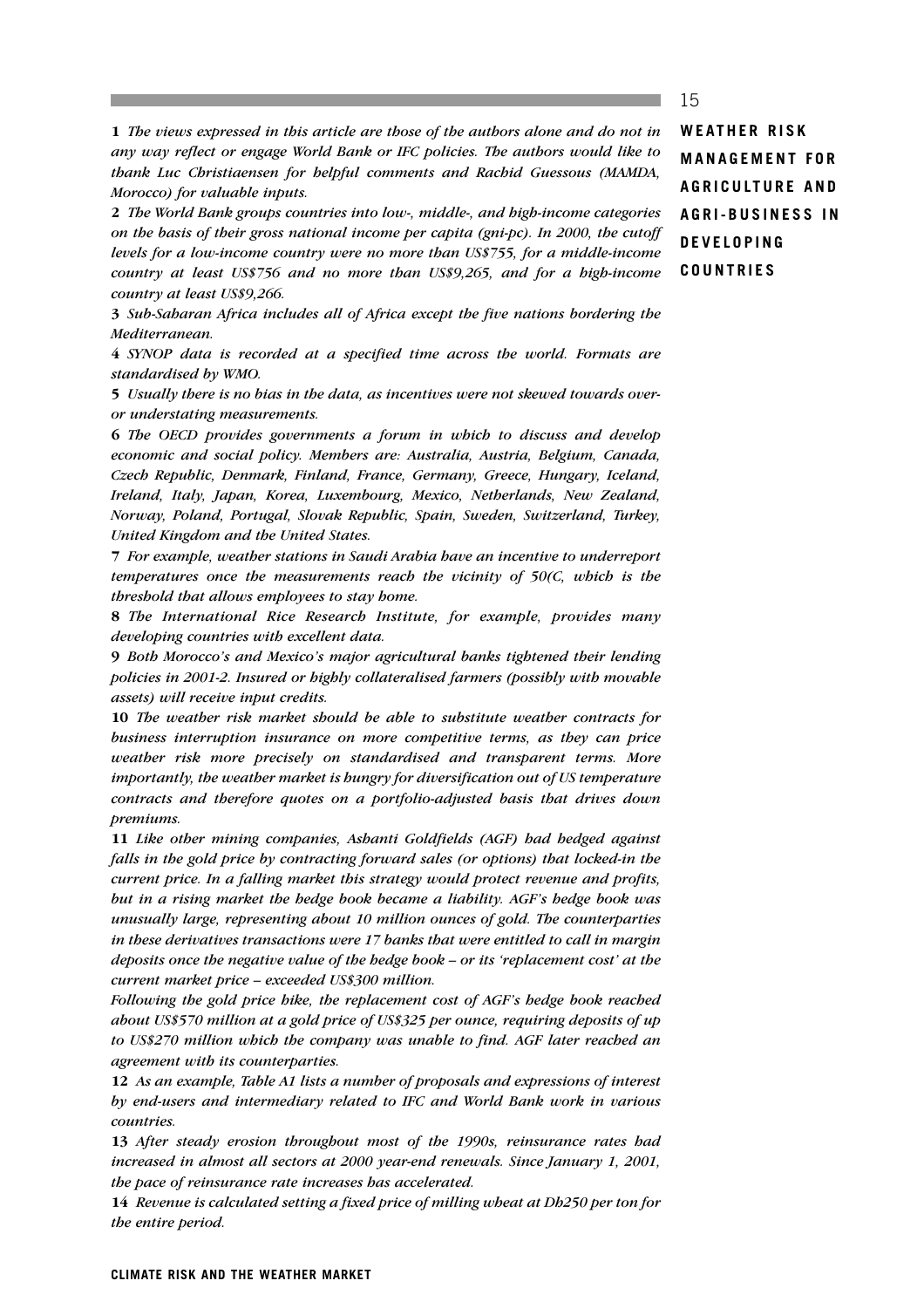**1** *The views expressed in this article are those of the authors alone and do not in any way reflect or engage World Bank or IFC policies. The authors would like to thank Luc Christiaensen for helpful comments and Rachid Guessous (MAMDA, Morocco) for valuable inputs.*

**2** *The World Bank groups countries into low-, middle-, and high-income categories on the basis of their gross national income per capita (gni-pc). In 2000, the cutoff levels for a low-income country were no more than US$755, for a middle-income country at least US$756 and no more than US$9,265, and for a high-income country at least US$9,266.*

**3** *Sub-Saharan Africa includes all of Africa except the five nations bordering the Mediterranean.*

**4** *SYNOP data is recorded at a specified time across the world. Formats are standardised by WMO.*

**5** *Usually there is no bias in the data, as incentives were not skewed towards over- or understating measurements.*

**6** *The OECD provides governments a forum in which to discuss and develop economic and social policy. Members are: Australia, Austria, Belgium, Canada, Czech Republic, Denmark, Finland, France, Germany, Greece, Hungary, Iceland, Ireland, Italy, Japan, Korea, Luxembourg, Mexico, Netherlands, New Zealand, Norway, Poland, Portugal, Slovak Republic, Spain, Sweden, Switzerland, Turkey, United Kingdom and the United States.*

**7** *For example, weather stations in Saudi Arabia have an incentive to underreport temperatures once the measurements reach the vicinity of 50(C, which is the threshold that allows employees to stay home.*

**8** *The International Rice Research Institute, for example, provides many developing countries with excellent data.*

**9** *Both Morocco's and Mexico's major agricultural banks tightened their lending policies in 2001-2. Insured or highly collateralised farmers (possibly with movable assets) will receive input credits.*

**10** *The weather risk market should be able to substitute weather contracts for business interruption insurance on more competitive terms, as they can price weather risk more precisely on standardised and transparent terms. More importantly, the weather market is hungry for diversification out of US temperature contracts and therefore quotes on a portfolio-adjusted basis that drives down premiums.*

**11** *Like other mining companies, Ashanti Goldfields (AGF) had hedged against falls in the gold price by contracting forward sales (or options) that locked-in the current price. In a falling market this strategy would protect revenue and profits, but in a rising market the hedge book became a liability. AGF's hedge book was unusually large, representing about 10 million ounces of gold. The counterparties in these derivatives transactions were 17 banks that were entitled to call in margin deposits once the negative value of the hedge book – or its 'replacement cost' at the current market price – exceeded US$300 million.*

*Following the gold price hike, the replacement cost of AGF's hedge book reached about US$570 million at a gold price of US$325 per ounce, requiring deposits of up to US$270 million which the company was unable to find. AGF later reached an agreement with its counterparties.*

**12** *As an example, Table A1 lists a number of proposals and expressions of interest by end-users and intermediary related to IFC and World Bank work in various countries.*

**13** *After steady erosion throughout most of the 1990s, reinsurance rates had increased in almost all sectors at 2000 year-end renewals. Since January 1, 2001, the pace of reinsurance rate increases has accelerated.*

**14** *Revenue is calculated setting a fixed price of milling wheat at Dh250 per ton for the entire period.*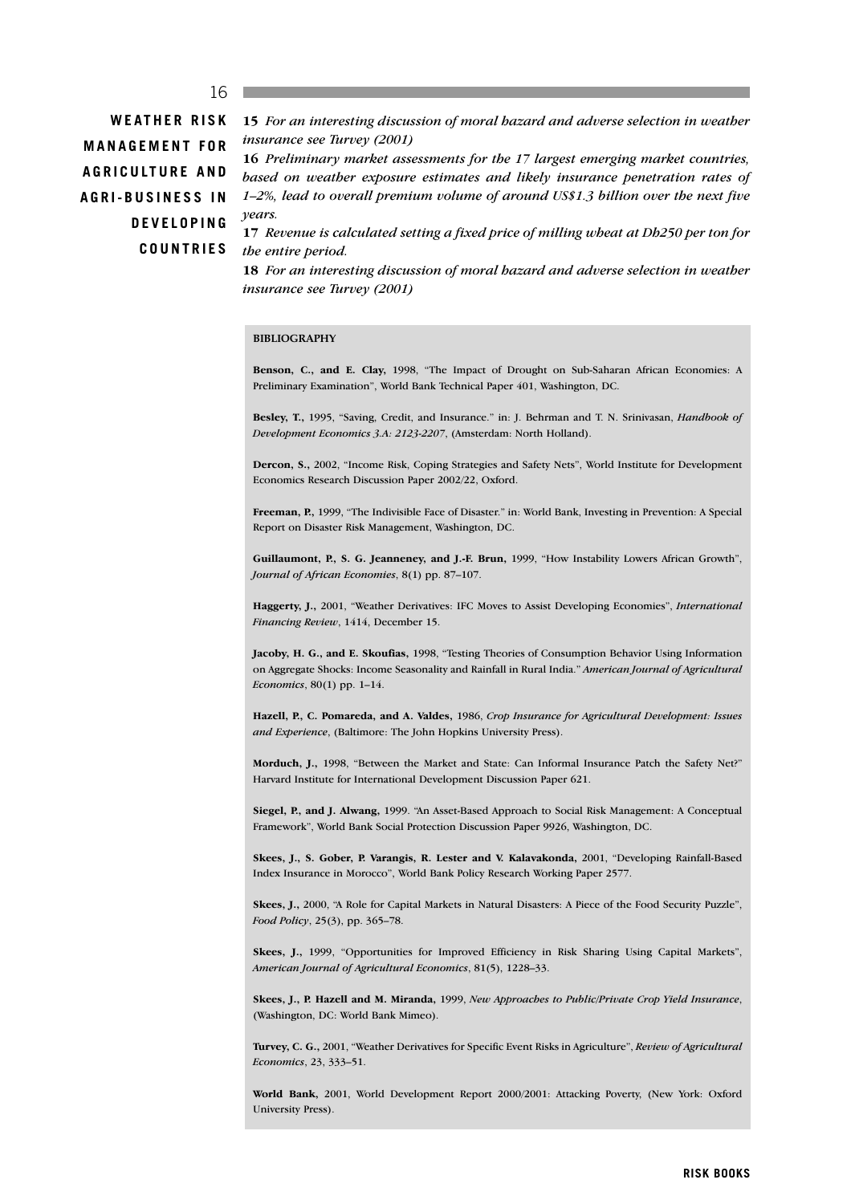**15** *For an interesting discussion of moral hazard and adverse selection in weather insurance see Turvey (2001)*

**16** *Preliminary market assessments for the 17 largest emerging market countries, based on weather exposure estimates and likely insurance penetration rates of 1–2%, lead to overall premium volume of around US$1.3 billion over the next five years.*

**17** *Revenue is calculated setting a fixed price of milling wheat at Dh250 per ton for the entire period.*

**18** *For an interesting discussion of moral hazard and adverse selection in weather insurance see Turvey (2001)*

## BIBLIOGRAPHY

**Benson, C., and E. Clay,** 1998, "The Impact of Drought on Sub-Saharan African Economies: A Preliminary Examination", World Bank Technical Paper 401, Washington, DC.

**Besley, T.,** 1995, "Saving, Credit, and Insurance." in: J. Behrman and T. N. Srinivasan, *Handbook of Development Economics 3.A: 2123-2207*, (Amsterdam: North Holland).

**Dercon, S.,** 2002, "Income Risk, Coping Strategies and Safety Nets", World Institute for Development Economics Research Discussion Paper 2002/22, Oxford.

**Freeman, P.,** 1999, "The Indivisible Face of Disaster." in: World Bank, Investing in Prevention: A Special Report on Disaster Risk Management, Washington, DC.

**Guillaumont, P., S. G. Jeanneney, and J.-F. Brun,** 1999, "How Instability Lowers African Growth", *Journal of African Economies*, 8(1) pp. 87–107.

**Haggerty, J.,** 2001, "Weather Derivatives: IFC Moves to Assist Developing Economies", *International Financing Review*, 1414, December 15.

**Jacoby, H. G., and E. Skoufias,** 1998, "Testing Theories of Consumption Behavior Using Information on Aggregate Shocks: Income Seasonality and Rainfall in Rural India." *American Journal of Agricultural Economics*, 80(1) pp. 1–14.

**Hazell, P., C. Pomareda, and A. Valdes,** 1986, *Crop Insurance for Agricultural Development: Issues and Experience*, (Baltimore: The John Hopkins University Press).

**Morduch, J.,** 1998, "Between the Market and State: Can Informal Insurance Patch the Safety Net?" Harvard Institute for International Development Discussion Paper 621.

**Siegel, P., and J. Alwang,** 1999. "An Asset-Based Approach to Social Risk Management: A Conceptual Framework", World Bank Social Protection Discussion Paper 9926, Washington, DC.

**Skees, J., S. Gober, P. Varangis, R. Lester and V. Kalavakonda,** 2001, "Developing Rainfall-Based Index Insurance in Morocco", World Bank Policy Research Working Paper 2577.

**Skees, J.,** 2000, "A Role for Capital Markets in Natural Disasters: A Piece of the Food Security Puzzle", *Food Policy*, 25(3), pp. 365–78.

**Skees, J.,** 1999, "Opportunities for Improved Efficiency in Risk Sharing Using Capital Markets", *American Journal of Agricultural Economics*, 81(5), 1228–33.

**Skees, J., P. Hazell and M. Miranda,** 1999, *New Approaches to Public/Private Crop Yield Insurance*, (Washington, DC: World Bank Mimeo).

**Turvey, C. G.,** 2001, "Weather Derivatives for Specific Event Risks in Agriculture", *Review of Agricultural Economics*, 23, 333–51.

**World Bank,** 2001, World Development Report 2000/2001: Attacking Poverty, (New York: Oxford University Press).